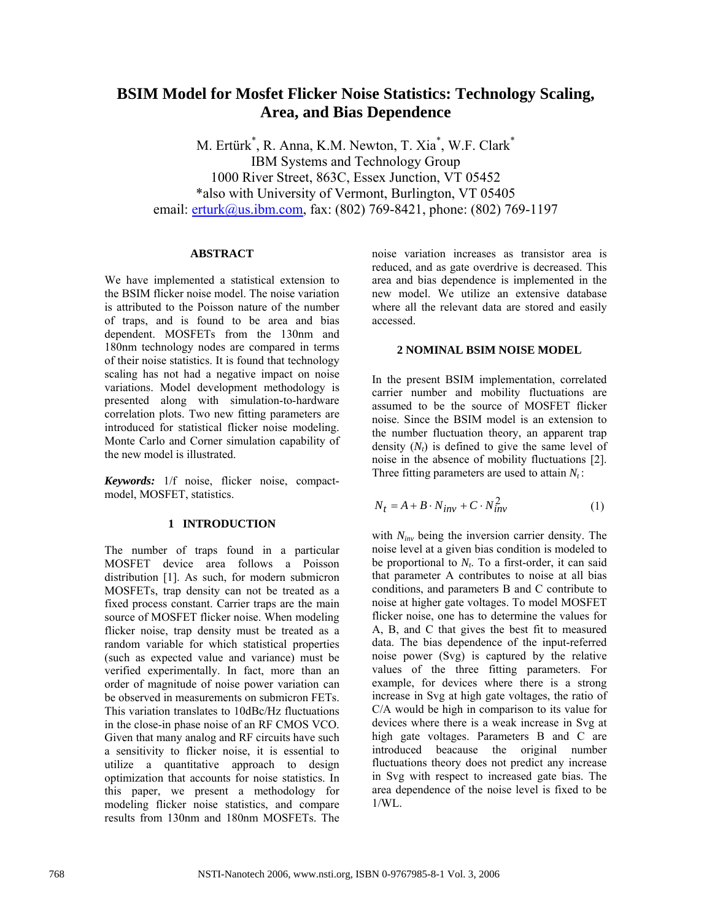// BSIM Model for Mosfet Flicker Noise Statistics paper, page 1
# BSIM Model for Mosfet Flicker Noise Statistics: Technology Scaling, Area, and Bias Dependence

M. Ertürk*, R. Anna, K.M. Newton, T. Xia*, W.F. Clark*
IBM Systems and Technology Group
1000 River Street, 863C, Essex Junction, VT 05452
*also with University of Vermont, Burlington, VT 05405
email: erturk@us.ibm.com, fax: (802) 769-8421, phone: (802) 769-1197

### ABSTRACT

We have implemented a statistical extension to the BSIM flicker noise model. The noise variation is attributed to the Poisson nature of the number of traps, and is found to be area and bias dependent. MOSFETs from the 130nm and 180nm technology nodes are compared in terms of their noise statistics. It is found that technology scaling has not had a negative impact on noise variations. Model development methodology is presented along with simulation-to-hardware correlation plots. Two new fitting parameters are introduced for statistical flicker noise modeling. Monte Carlo and Corner simulation capability of the new model is illustrated.

***Keywords:*** 1/f noise, flicker noise, compact-model, MOSFET, statistics.

## 1 INTRODUCTION

The number of traps found in a particular MOSFET device area follows a Poisson distribution [1]. As such, for modern submicron MOSFETs, trap density can not be treated as a fixed process constant. Carrier traps are the main source of MOSFET flicker noise. When modeling flicker noise, trap density must be treated as a random variable for which statistical properties (such as expected value and variance) must be verified experimentally. In fact, more than an order of magnitude of noise power variation can be observed in measurements on submicron FETs. This variation translates to 10dBc/Hz fluctuations in the close-in phase noise of an RF CMOS VCO. Given that many analog and RF circuits have such a sensitivity to flicker noise, it is essential to utilize a quantitative approach to design optimization that accounts for noise statistics. In this paper, we present a methodology for modeling flicker noise statistics, and compare results from 130nm and 180nm MOSFETs. The noise variation increases as transistor area is reduced, and as gate overdrive is decreased. This area and bias dependence is implemented in the new model. We utilize an extensive database where all the relevant data are stored and easily accessed.

## 2 NOMINAL BSIM NOISE MODEL

In the present BSIM implementation, correlated carrier number and mobility fluctuations are assumed to be the source of MOSFET flicker noise. Since the BSIM model is an extension to the number fluctuation theory, an apparent trap density ($N_t$) is defined to give the same level of noise in the absence of mobility fluctuations [2]. Three fitting parameters are used to attain $N_t$:

$$N_t = A + B \cdot N_{inv} + C \cdot N_{inv}^2 \quad (1)$$

with $N_{inv}$ being the inversion carrier density. The noise level at a given bias condition is modeled to be proportional to $N_t$. To a first-order, it can said that parameter A contributes to noise at all bias conditions, and parameters B and C contribute to noise at higher gate voltages. To model MOSFET flicker noise, one has to determine the values for A, B, and C that gives the best fit to measured data. The bias dependence of the input-referred noise power (Svg) is captured by the relative values of the three fitting parameters. For example, for devices where there is a strong increase in Svg at high gate voltages, the ratio of C/A would be high in comparison to its value for devices where there is a weak increase in Svg at high gate voltages. Parameters B and C are introduced beacause the original number fluctuations theory does not predict any increase in Svg with respect to increased gate bias. The area dependence of the noise level is fixed to be 1/WL.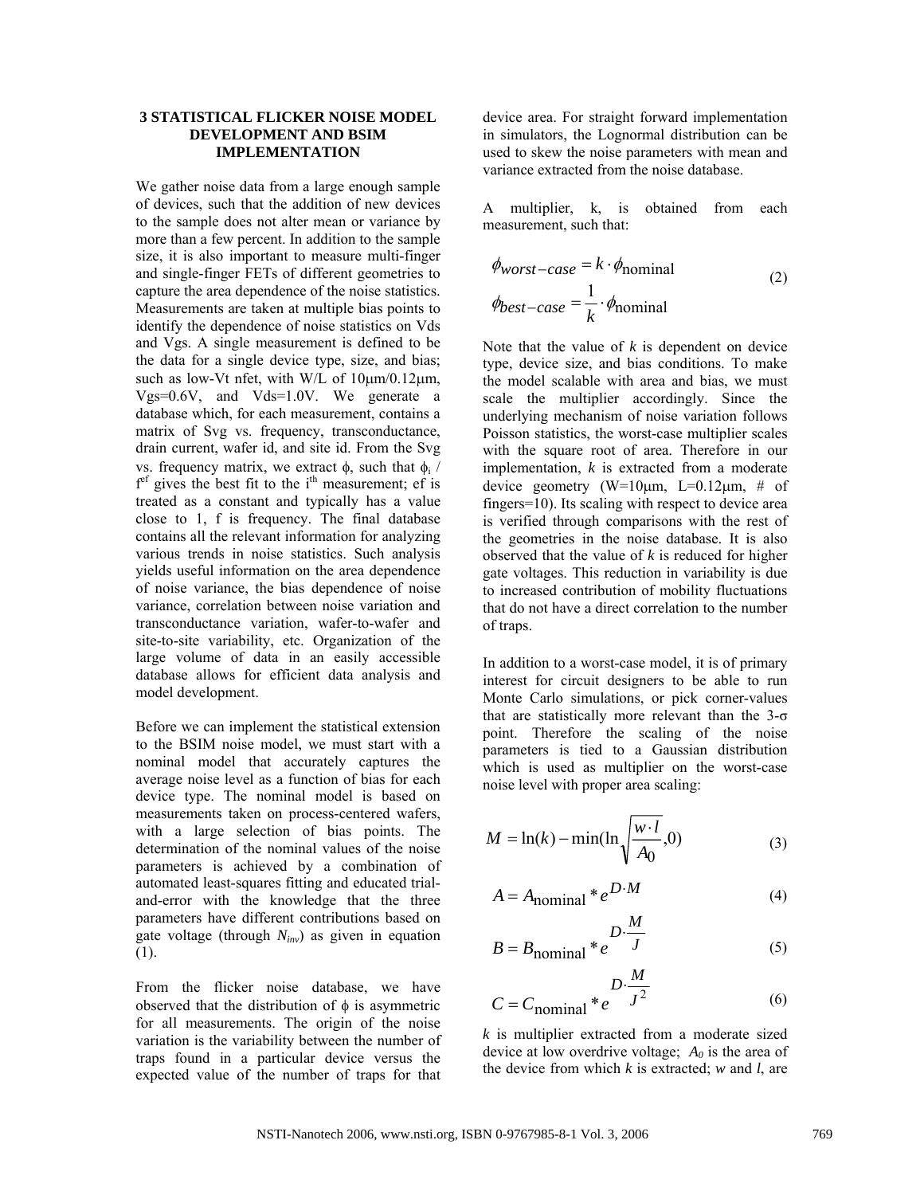## 3 STATISTICAL FLICKER NOISE MODEL DEVELOPMENT AND BSIM IMPLEMENTATION

We gather noise data from a large enough sample of devices, such that the addition of new devices to the sample does not alter mean or variance by more than a few percent. In addition to the sample size, it is also important to measure multi-finger and single-finger FETs of different geometries to capture the area dependence of the noise statistics. Measurements are taken at multiple bias points to identify the dependence of noise statistics on Vds and Vgs. A single measurement is defined to be the data for a single device type, size, and bias; such as low-Vt nfet, with W/L of 10μm/0.12μm, Vgs=0.6V, and Vds=1.0V. We generate a database which, for each measurement, contains a matrix of Svg vs. frequency, transconductance, drain current, wafer id, and site id. From the Svg vs. frequency matrix, we extract $\phi$, such that $\phi_i$ / $f^{ef}$ gives the best fit to the $i^{th}$ measurement; ef is treated as a constant and typically has a value close to 1, f is frequency. The final database contains all the relevant information for analyzing various trends in noise statistics. Such analysis yields useful information on the area dependence of noise variance, the bias dependence of noise variance, correlation between noise variation and transconductance variation, wafer-to-wafer and site-to-site variability, etc. Organization of the large volume of data in an easily accessible database allows for efficient data analysis and model development.

Before we can implement the statistical extension to the BSIM noise model, we must start with a nominal model that accurately captures the average noise level as a function of bias for each device type. The nominal model is based on measurements taken on process-centered wafers, with a large selection of bias points. The determination of the nominal values of the noise parameters is achieved by a combination of automated least-squares fitting and educated trial-and-error with the knowledge that the three parameters have different contributions based on gate voltage (through $N_{inv}$) as given in equation (1).

From the flicker noise database, we have observed that the distribution of $\phi$ is asymmetric for all measurements. The origin of the noise variation is the variability between the number of traps found in a particular device versus the expected value of the number of traps for that device area. For straight forward implementation in simulators, the Lognormal distribution can be used to skew the noise parameters with mean and variance extracted from the noise database.

A multiplier, k, is obtained from each measurement, such that:

$$\phi_{worst-case} = k \cdot \phi_{\text{nominal}}$$
$$\phi_{best-case} = \frac{1}{k} \cdot \phi_{\text{nominal}} \tag{2}$$

Note that the value of *k* is dependent on device type, device size, and bias conditions. To make the model scalable with area and bias, we must scale the multiplier accordingly. Since the underlying mechanism of noise variation follows Poisson statistics, the worst-case multiplier scales with the square root of area. Therefore in our implementation, *k* is extracted from a moderate device geometry (W=10μm, L=0.12μm, # of fingers=10). Its scaling with respect to device area is verified through comparisons with the rest of the geometries in the noise database. It is also observed that the value of *k* is reduced for higher gate voltages. This reduction in variability is due to increased contribution of mobility fluctuations that do not have a direct correlation to the number of traps.

In addition to a worst-case model, it is of primary interest for circuit designers to be able to run Monte Carlo simulations, or pick corner-values that are statistically more relevant than the 3-σ point. Therefore the scaling of the noise parameters is tied to a Gaussian distribution which is used as multiplier on the worst-case noise level with proper area scaling:

$$M = \ln(k) - \min(\ln\sqrt{\frac{w \cdot l}{A_0}}, 0) \tag{3}$$

$$A = A_{\text{nominal}} * e^{D \cdot M} \tag{4}$$

$$B = B_{\text{nominal}} * e^{D \cdot \frac{M}{J}} \tag{5}$$

$$C = C_{\text{nominal}} * e^{D \cdot \frac{M}{J^2}} \tag{6}$$

*k* is multiplier extracted from a moderate sized device at low overdrive voltage; $A_0$ is the area of the device from which *k* is extracted; *w* and *l*, are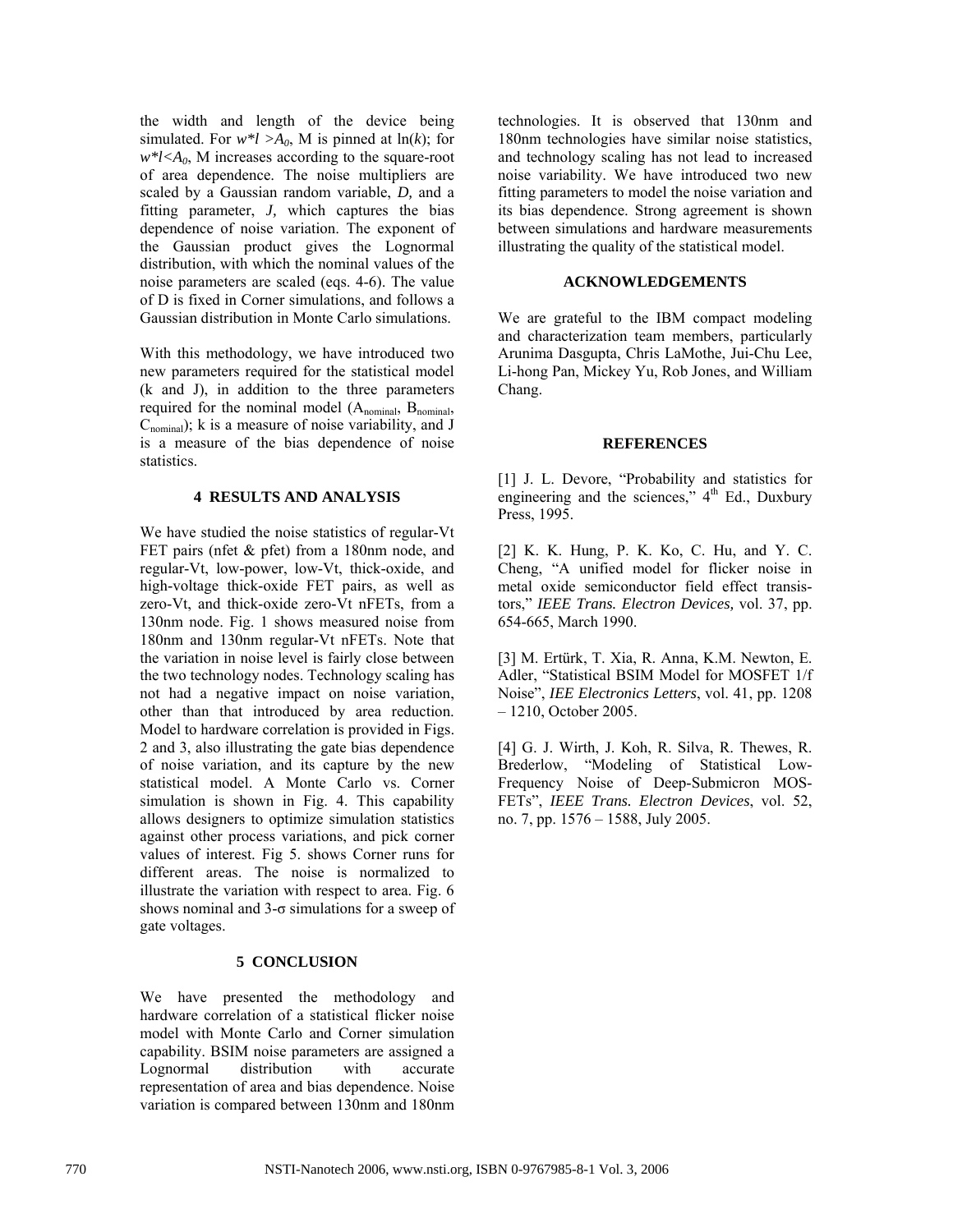the width and length of the device being simulated. For $w*l > A_0$, M is pinned at ln($k$); for $w*l < A_0$, M increases according to the square-root of area dependence. The noise multipliers are scaled by a Gaussian random variable, $D$, and a fitting parameter, $J$, which captures the bias dependence of noise variation. The exponent of the Gaussian product gives the Lognormal distribution, with which the nominal values of the noise parameters are scaled (eqs. 4-6). The value of D is fixed in Corner simulations, and follows a Gaussian distribution in Monte Carlo simulations.

With this methodology, we have introduced two new parameters required for the statistical model (k and J), in addition to the three parameters required for the nominal model ($A_{nominal}$, $B_{nominal}$, $C_{nominal}$); k is a measure of noise variability, and J is a measure of the bias dependence of noise statistics.

## 4 RESULTS AND ANALYSIS

We have studied the noise statistics of regular-Vt FET pairs (nfet & pfet) from a 180nm node, and regular-Vt, low-power, low-Vt, thick-oxide, and high-voltage thick-oxide FET pairs, as well as zero-Vt, and thick-oxide zero-Vt nFETs, from a 130nm node. Fig. 1 shows measured noise from 180nm and 130nm regular-Vt nFETs. Note that the variation in noise level is fairly close between the two technology nodes. Technology scaling has not had a negative impact on noise variation, other than that introduced by area reduction. Model to hardware correlation is provided in Figs. 2 and 3, also illustrating the gate bias dependence of noise variation, and its capture by the new statistical model. A Monte Carlo vs. Corner simulation is shown in Fig. 4. This capability allows designers to optimize simulation statistics against other process variations, and pick corner values of interest. Fig 5. shows Corner runs for different areas. The noise is normalized to illustrate the variation with respect to area. Fig. 6 shows nominal and 3-σ simulations for a sweep of gate voltages.

## 5 CONCLUSION

We have presented the methodology and hardware correlation of a statistical flicker noise model with Monte Carlo and Corner simulation capability. BSIM noise parameters are assigned a Lognormal distribution with accurate representation of area and bias dependence. Noise variation is compared between 130nm and 180nm technologies. It is observed that 130nm and 180nm technologies have similar noise statistics, and technology scaling has not lead to increased noise variability. We have introduced two new fitting parameters to model the noise variation and its bias dependence. Strong agreement is shown between simulations and hardware measurements illustrating the quality of the statistical model.

## ACKNOWLEDGEMENTS

We are grateful to the IBM compact modeling and characterization team members, particularly Arunima Dasgupta, Chris LaMothe, Jui-Chu Lee, Li-hong Pan, Mickey Yu, Rob Jones, and William Chang.

## REFERENCES

[1] J. L. Devore, "Probability and statistics for engineering and the sciences," 4th Ed., Duxbury Press, 1995.

[2] K. K. Hung, P. K. Ko, C. Hu, and Y. C. Cheng, "A unified model for flicker noise in metal oxide semiconductor field effect transistors," *IEEE Trans. Electron Devices,* vol. 37, pp. 654-665, March 1990.

[3] M. Ertürk, T. Xia, R. Anna, K.M. Newton, E. Adler, "Statistical BSIM Model for MOSFET 1/f Noise", *IEE Electronics Letters*, vol. 41, pp. 1208 – 1210, October 2005.

[4] G. J. Wirth, J. Koh, R. Silva, R. Thewes, R. Brederlow, "Modeling of Statistical Low-Frequency Noise of Deep-Submicron MOSFETs", *IEEE Trans. Electron Devices*, vol. 52, no. 7, pp. 1576 – 1588, July 2005.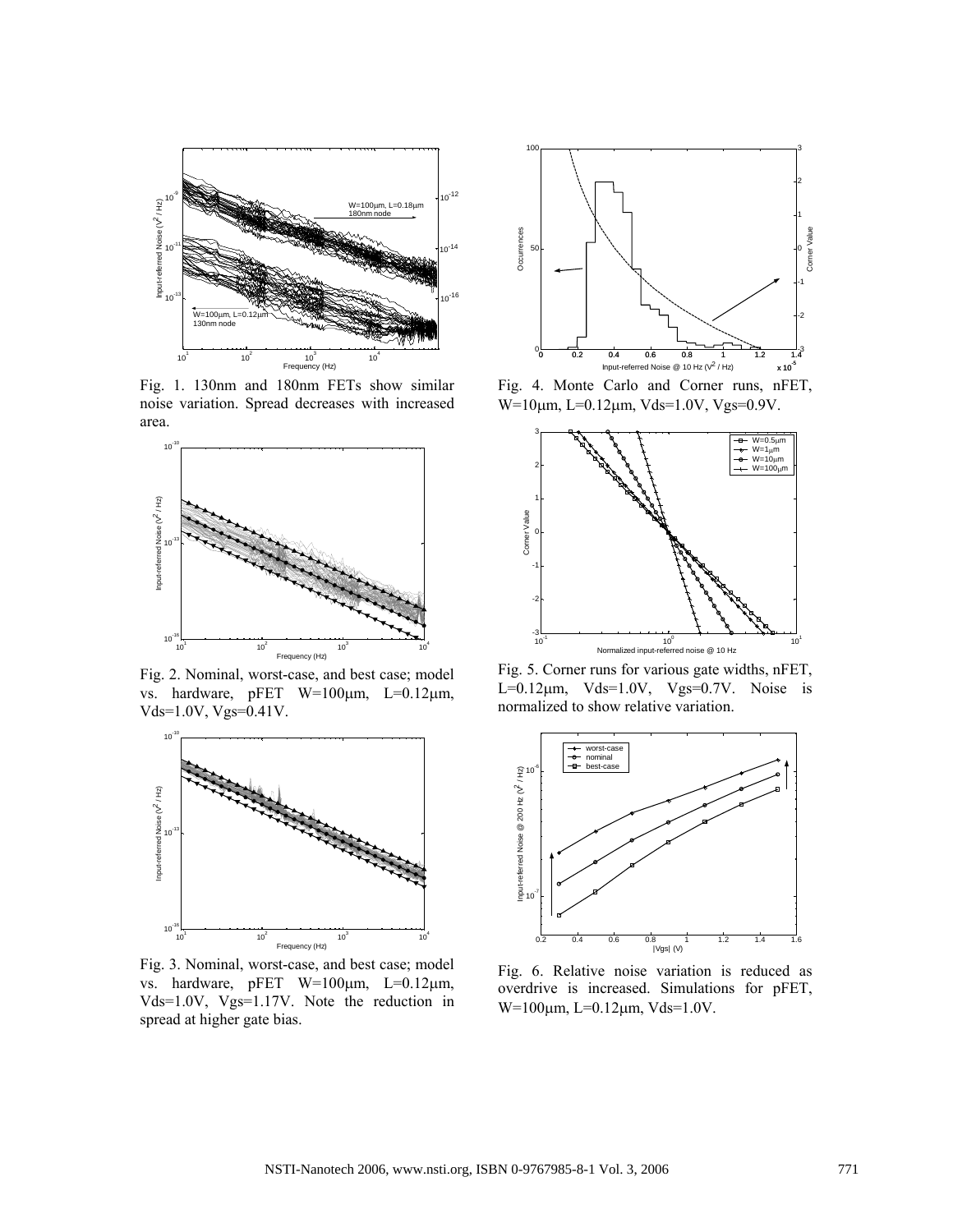Input-referred Noise ($V^2$ / Hz)

$10^{-9}$

$10^{-11}$

$10^{-13}$

$10^{-12}$

$10^{-14}$

$10^{-16}$

W=100μm, L=0.18μm
180nm node

W=100μm, L=0.12μm
130nm node

$10^1$ $10^2$ $10^3$ $10^4$

Frequency (Hz)

Fig. 1. 130nm and 180nm FETs show similar noise variation. Spread decreases with increased area.

Input-referred Noise ($V^2$ / Hz)

$10^{-10}$

$10^{-13}$

$10^{-16}$

$10^1$ $10^2$ $10^3$ $10^4$

Frequency (Hz)

Fig. 2. Nominal, worst-case, and best case; model vs. hardware, pFET W=100μm, L=0.12μm, Vds=1.0V, Vgs=0.41V.

Input-referred Noise ($V^2$ / Hz)

$10^{-10}$

$10^{-13}$

$10^{-16}$

$10^1$ $10^2$ $10^3$ $10^4$

Frequency (Hz)

Fig. 3. Nominal, worst-case, and best case; model vs. hardware, pFET W=100μm, L=0.12μm, Vds=1.0V, Vgs=1.17V. Note the reduction in spread at higher gate bias.

Occurrences

100

50

0

Corner Value

3

2

1

0

-1

-2

-3

0 0.2 0.4 0.6 0.8 1 1.2 1.4

Input-referred Noise @ 10 Hz ($V^2$ / Hz) x $10^{-5}$

Fig. 4. Monte Carlo and Corner runs, nFET, W=10μm, L=0.12μm, Vds=1.0V, Vgs=0.9V.

Corner Value

3

2

1

0

-1

-2

-3

W=0.5μm
W=1μm
W=10μm
W=100μm

$10^{-1}$ $10^0$ $10^1$

Normalized input-referred noise @ 10 Hz

Fig. 5. Corner runs for various gate widths, nFET, L=0.12μm, Vds=1.0V, Vgs=0.7V. Noise is normalized to show relative variation.

Input-referred Noise @ 200 Hz ($V^2$ / Hz)

worst-case
nominal
best-case

$10^{-6}$

$10^{-7}$

0.2 0.4 0.6 0.8 1 1.2 1.4 1.6

|Vgs| (V)

Fig. 6. Relative noise variation is reduced as overdrive is increased. Simulations for pFET, W=100μm, L=0.12μm, Vds=1.0V.